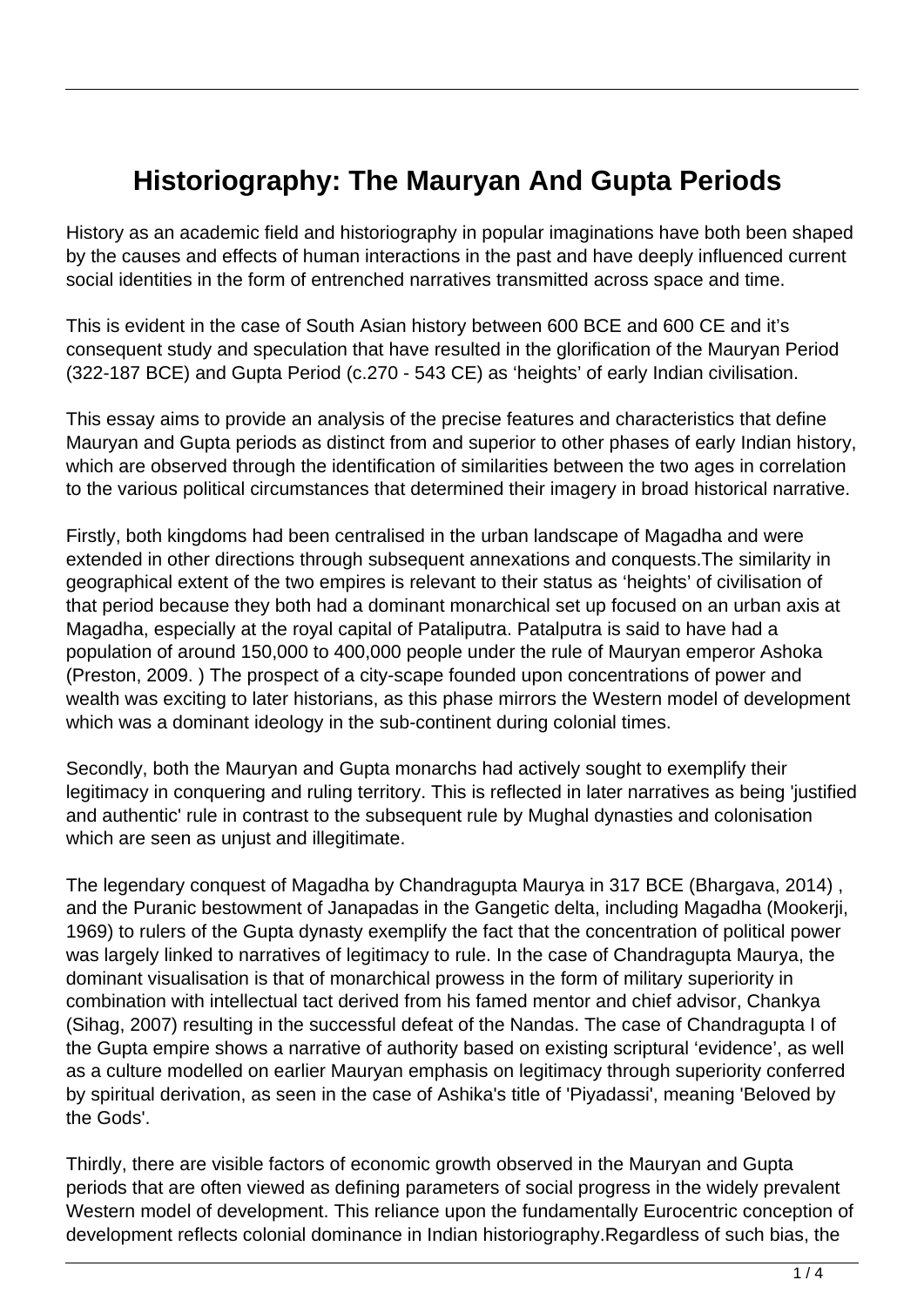# Historiography: The Mauryan And Gupta Periods

History as an academic field and historiography in popular imaginations have both been shaped by the causes and effects of human interactions in the past and have deeply influenced current social identities in the form of entrenched narratives transmitted across space and time.

This is evident in the case of South Asian history between 600 BCE and 600 CE and it's consequent study and speculation that have resulted in the glorification of the Mauryan Period (322-187 BCE) and Gupta Period (c.270 - 543 CE) as 'heights' of early Indian civilisation.

This essay aims to provide an analysis of the precise features and characteristics that define Mauryan and Gupta periods as distinct from and superior to other phases of early Indian history, which are observed through the identification of similarities between the two ages in correlation to the various political circumstances that determined their imagery in broad historical narrative.

Firstly, both kingdoms had been centralised in the urban landscape of Magadha and were extended in other directions through subsequent annexations and conquests.The similarity in geographical extent of the two empires is relevant to their status as 'heights' of civilisation of that period because they both had a dominant monarchical set up focused on an urban axis at Magadha, especially at the royal capital of Pataliputra. Patalputra is said to have had a population of around 150,000 to 400,000 people under the rule of Mauryan emperor Ashoka (Preston, 2009. ) The prospect of a city-scape founded upon concentrations of power and wealth was exciting to later historians, as this phase mirrors the Western model of development which was a dominant ideology in the sub-continent during colonial times.

Secondly, both the Mauryan and Gupta monarchs had actively sought to exemplify their legitimacy in conquering and ruling territory. This is reflected in later narratives as being 'justified and authentic' rule in contrast to the subsequent rule by Mughal dynasties and colonisation which are seen as unjust and illegitimate.

The legendary conquest of Magadha by Chandragupta Maurya in 317 BCE (Bhargava, 2014) , and the Puranic bestowment of Janapadas in the Gangetic delta, including Magadha (Mookerji, 1969) to rulers of the Gupta dynasty exemplify the fact that the concentration of political power was largely linked to narratives of legitimacy to rule. In the case of Chandragupta Maurya, the dominant visualisation is that of monarchical prowess in the form of military superiority in combination with intellectual tact derived from his famed mentor and chief advisor, Chankya (Sihag, 2007) resulting in the successful defeat of the Nandas. The case of Chandragupta I of the Gupta empire shows a narrative of authority based on existing scriptural 'evidence', as well as a culture modelled on earlier Mauryan emphasis on legitimacy through superiority conferred by spiritual derivation, as seen in the case of Ashika's title of 'Piyadassi', meaning 'Beloved by the Gods'.

Thirdly, there are visible factors of economic growth observed in the Mauryan and Gupta periods that are often viewed as defining parameters of social progress in the widely prevalent Western model of development. This reliance upon the fundamentally Eurocentric conception of development reflects colonial dominance in Indian historiography.Regardless of such bias, the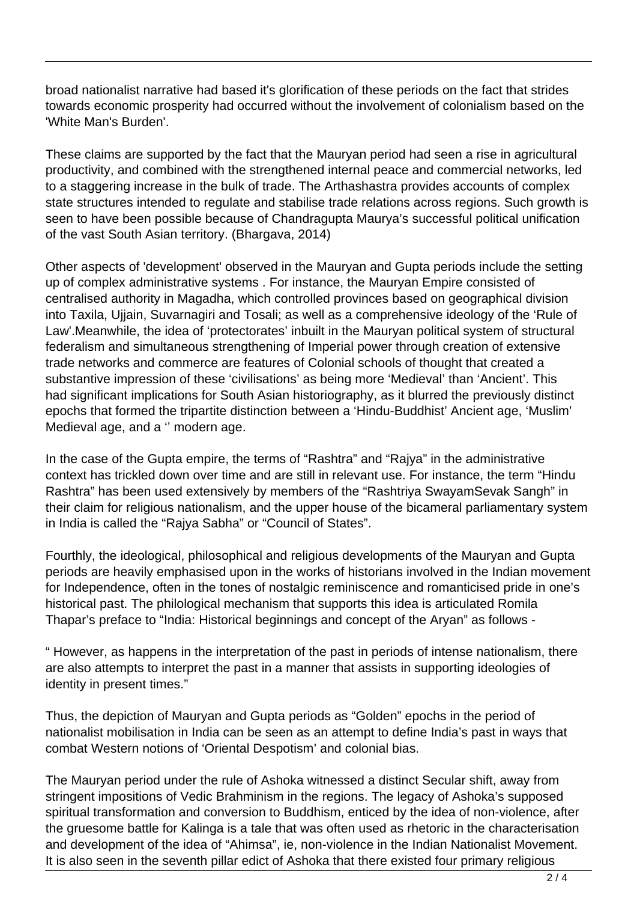broad nationalist narrative had based it's glorification of these periods on the fact that strides towards economic prosperity had occurred without the involvement of colonialism based on the 'White Man's Burden'.

These claims are supported by the fact that the Mauryan period had seen a rise in agricultural productivity, and combined with the strengthened internal peace and commercial networks, led to a staggering increase in the bulk of trade. The Arthashastra provides accounts of complex state structures intended to regulate and stabilise trade relations across regions. Such growth is seen to have been possible because of Chandragupta Maurya's successful political unification of the vast South Asian territory. (Bhargava, 2014)

Other aspects of 'development' observed in the Mauryan and Gupta periods include the setting up of complex administrative systems . For instance, the Mauryan Empire consisted of centralised authority in Magadha, which controlled provinces based on geographical division into Taxila, Ujjain, Suvarnagiri and Tosali; as well as a comprehensive ideology of the 'Rule of Law'.Meanwhile, the idea of 'protectorates' inbuilt in the Mauryan political system of structural federalism and simultaneous strengthening of Imperial power through creation of extensive trade networks and commerce are features of Colonial schools of thought that created a substantive impression of these 'civilisations' as being more 'Medieval' than 'Ancient'. This had significant implications for South Asian historiography, as it blurred the previously distinct epochs that formed the tripartite distinction between a 'Hindu-Buddhist' Ancient age, 'Muslim' Medieval age, and a '' modern age.

In the case of the Gupta empire, the terms of "Rashtra" and "Rajya" in the administrative context has trickled down over time and are still in relevant use. For instance, the term "Hindu Rashtra" has been used extensively by members of the "Rashtriya SwayamSevak Sangh" in their claim for religious nationalism, and the upper house of the bicameral parliamentary system in India is called the "Rajya Sabha" or "Council of States".

Fourthly, the ideological, philosophical and religious developments of the Mauryan and Gupta periods are heavily emphasised upon in the works of historians involved in the Indian movement for Independence, often in the tones of nostalgic reminiscence and romanticised pride in one's historical past. The philological mechanism that supports this idea is articulated Romila Thapar's preface to "India: Historical beginnings and concept of the Aryan" as follows -

" However, as happens in the interpretation of the past in periods of intense nationalism, there are also attempts to interpret the past in a manner that assists in supporting ideologies of identity in present times."

Thus, the depiction of Mauryan and Gupta periods as "Golden" epochs in the period of nationalist mobilisation in India can be seen as an attempt to define India's past in ways that combat Western notions of 'Oriental Despotism' and colonial bias.

The Mauryan period under the rule of Ashoka witnessed a distinct Secular shift, away from stringent impositions of Vedic Brahminism in the regions. The legacy of Ashoka's supposed spiritual transformation and conversion to Buddhism, enticed by the idea of non-violence, after the gruesome battle for Kalinga is a tale that was often used as rhetoric in the characterisation and development of the idea of "Ahimsa", ie, non-violence in the Indian Nationalist Movement. It is also seen in the seventh pillar edict of Ashoka that there existed four primary religious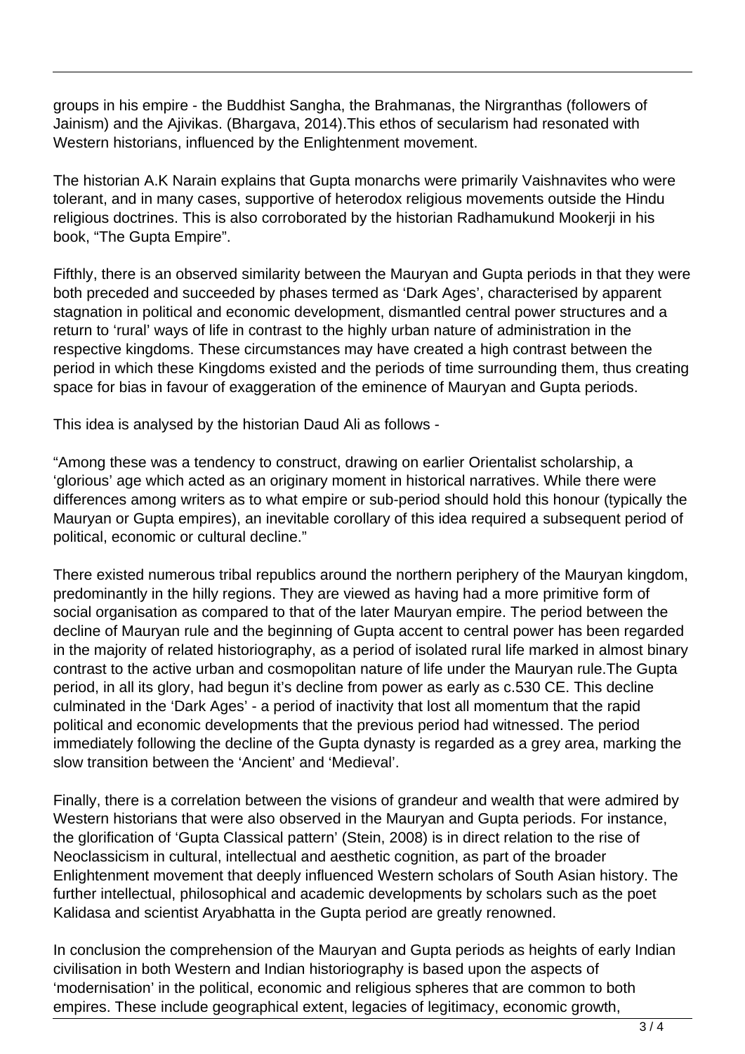groups in his empire - the Buddhist Sangha, the Brahmanas, the Nirgranthas (followers of Jainism) and the Ajivikas. (Bhargava, 2014).This ethos of secularism had resonated with Western historians, influenced by the Enlightenment movement.

The historian A.K Narain explains that Gupta monarchs were primarily Vaishnavites who were tolerant, and in many cases, supportive of heterodox religious movements outside the Hindu religious doctrines. This is also corroborated by the historian Radhamukund Mookerji in his book, "The Gupta Empire".

Fifthly, there is an observed similarity between the Mauryan and Gupta periods in that they were both preceded and succeeded by phases termed as 'Dark Ages', characterised by apparent stagnation in political and economic development, dismantled central power structures and a return to 'rural' ways of life in contrast to the highly urban nature of administration in the respective kingdoms. These circumstances may have created a high contrast between the period in which these Kingdoms existed and the periods of time surrounding them, thus creating space for bias in favour of exaggeration of the eminence of Mauryan and Gupta periods.

This idea is analysed by the historian Daud Ali as follows -

"Among these was a tendency to construct, drawing on earlier Orientalist scholarship, a 'glorious' age which acted as an originary moment in historical narratives. While there were differences among writers as to what empire or sub-period should hold this honour (typically the Mauryan or Gupta empires), an inevitable corollary of this idea required a subsequent period of political, economic or cultural decline."

There existed numerous tribal republics around the northern periphery of the Mauryan kingdom, predominantly in the hilly regions. They are viewed as having had a more primitive form of social organisation as compared to that of the later Mauryan empire. The period between the decline of Mauryan rule and the beginning of Gupta accent to central power has been regarded in the majority of related historiography, as a period of isolated rural life marked in almost binary contrast to the active urban and cosmopolitan nature of life under the Mauryan rule.The Gupta period, in all its glory, had begun it's decline from power as early as c.530 CE. This decline culminated in the 'Dark Ages' - a period of inactivity that lost all momentum that the rapid political and economic developments that the previous period had witnessed. The period immediately following the decline of the Gupta dynasty is regarded as a grey area, marking the slow transition between the 'Ancient' and 'Medieval'.

Finally, there is a correlation between the visions of grandeur and wealth that were admired by Western historians that were also observed in the Mauryan and Gupta periods. For instance, the glorification of 'Gupta Classical pattern' (Stein, 2008) is in direct relation to the rise of Neoclassicism in cultural, intellectual and aesthetic cognition, as part of the broader Enlightenment movement that deeply influenced Western scholars of South Asian history. The further intellectual, philosophical and academic developments by scholars such as the poet Kalidasa and scientist Aryabhatta in the Gupta period are greatly renowned.

In conclusion the comprehension of the Mauryan and Gupta periods as heights of early Indian civilisation in both Western and Indian historiography is based upon the aspects of 'modernisation' in the political, economic and religious spheres that are common to both empires. These include geographical extent, legacies of legitimacy, economic growth,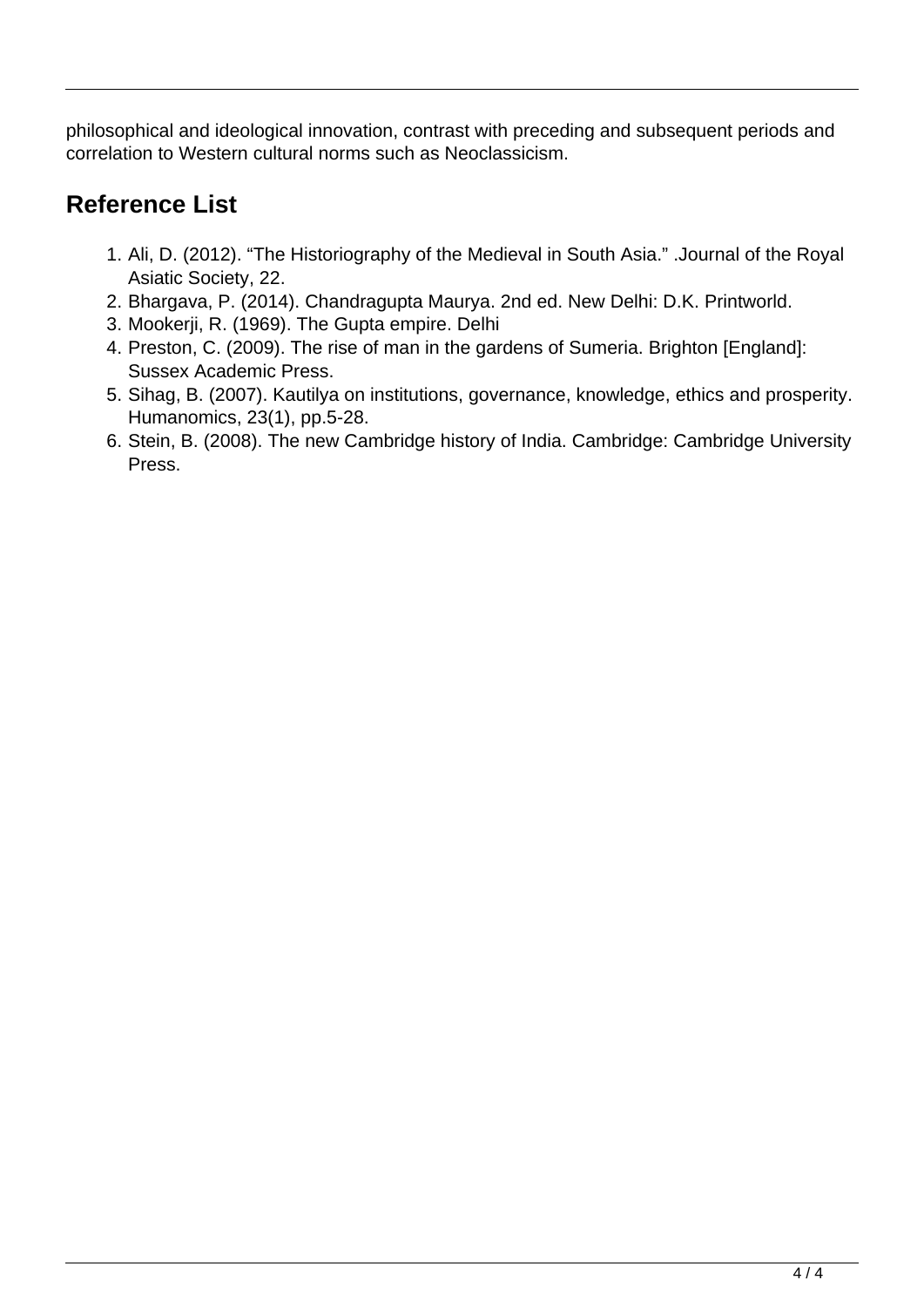philosophical and ideological innovation, contrast with preceding and subsequent periods and correlation to Western cultural norms such as Neoclassicism.

## Reference List

1. Ali, D. (2012). “The Historiography of the Medieval in South Asia.” .Journal of the Royal Asiatic Society, 22.
2. Bhargava, P. (2014). Chandragupta Maurya. 2nd ed. New Delhi: D.K. Printworld.
3. Mookerji, R. (1969). The Gupta empire. Delhi
4. Preston, C. (2009). The rise of man in the gardens of Sumeria. Brighton [England]: Sussex Academic Press.
5. Sihag, B. (2007). Kautilya on institutions, governance, knowledge, ethics and prosperity. Humanomics, 23(1), pp.5-28.
6. Stein, B. (2008). The new Cambridge history of India. Cambridge: Cambridge University Press.